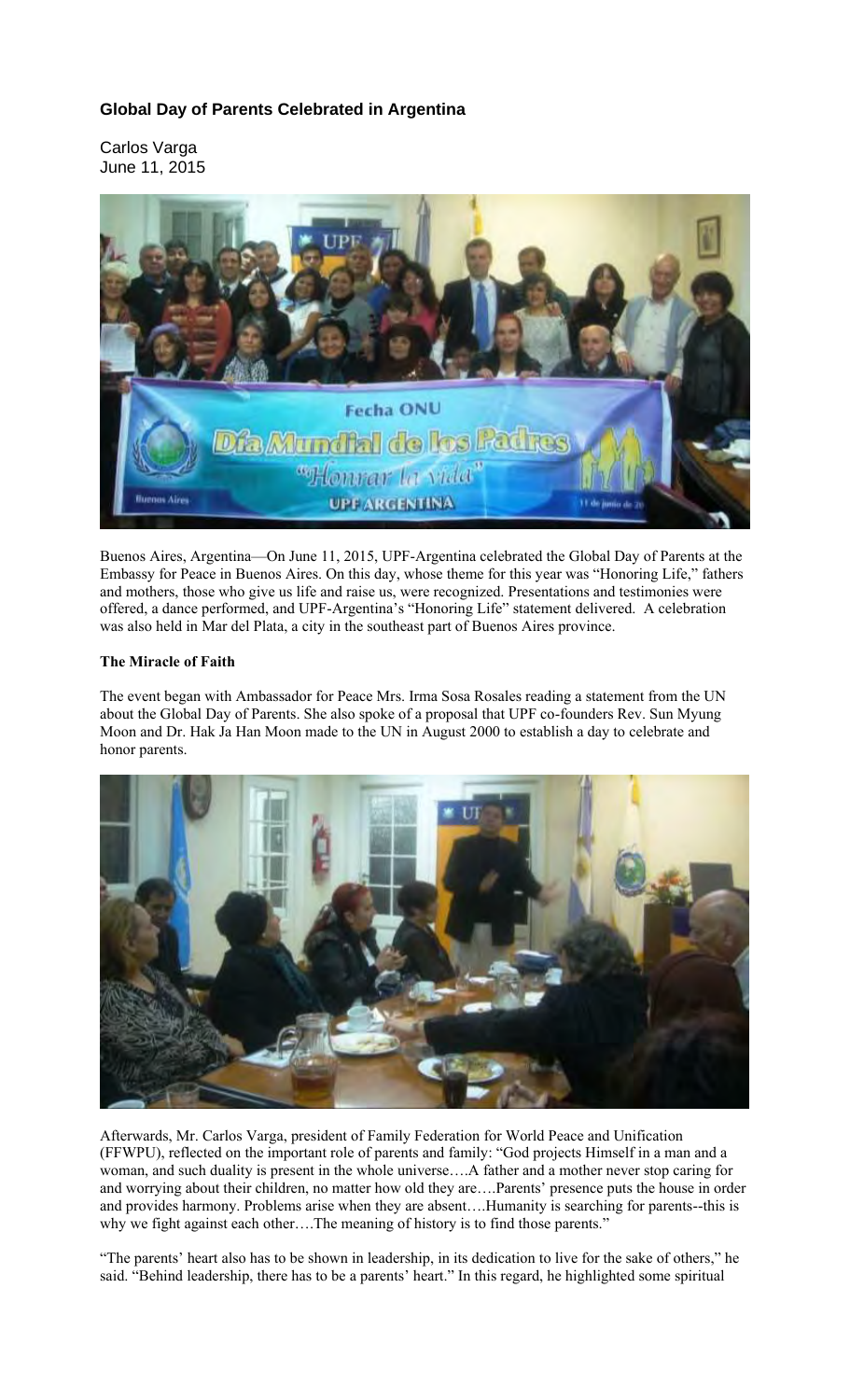## Global Day of Parents Celebrated in Argentina

Carlos Varga
June 11, 2015

Buenos Aires, Argentina—On June 11, 2015, UPF-Argentina celebrated the Global Day of Parents at the Embassy for Peace in Buenos Aires. On this day, whose theme for this year was "Honoring Life," fathers and mothers, those who give us life and raise us, were recognized. Presentations and testimonies were offered, a dance performed, and UPF-Argentina's "Honoring Life" statement delivered. A celebration was also held in Mar del Plata, a city in the southeast part of Buenos Aires province.

**The Miracle of Faith**

The event began with Ambassador for Peace Mrs. Irma Sosa Rosales reading a statement from the UN about the Global Day of Parents. She also spoke of a proposal that UPF co-founders Rev. Sun Myung Moon and Dr. Hak Ja Han Moon made to the UN in August 2000 to establish a day to celebrate and honor parents.

Afterwards, Mr. Carlos Varga, president of Family Federation for World Peace and Unification (FFWPU), reflected on the important role of parents and family: "God projects Himself in a man and a woman, and such duality is present in the whole universe….A father and a mother never stop caring for and worrying about their children, no matter how old they are….Parents' presence puts the house in order and provides harmony. Problems arise when they are absent….Humanity is searching for parents--this is why we fight against each other….The meaning of history is to find those parents."

"The parents' heart also has to be shown in leadership, in its dedication to live for the sake of others," he said. "Behind leadership, there has to be a parents' heart." In this regard, he highlighted some spiritual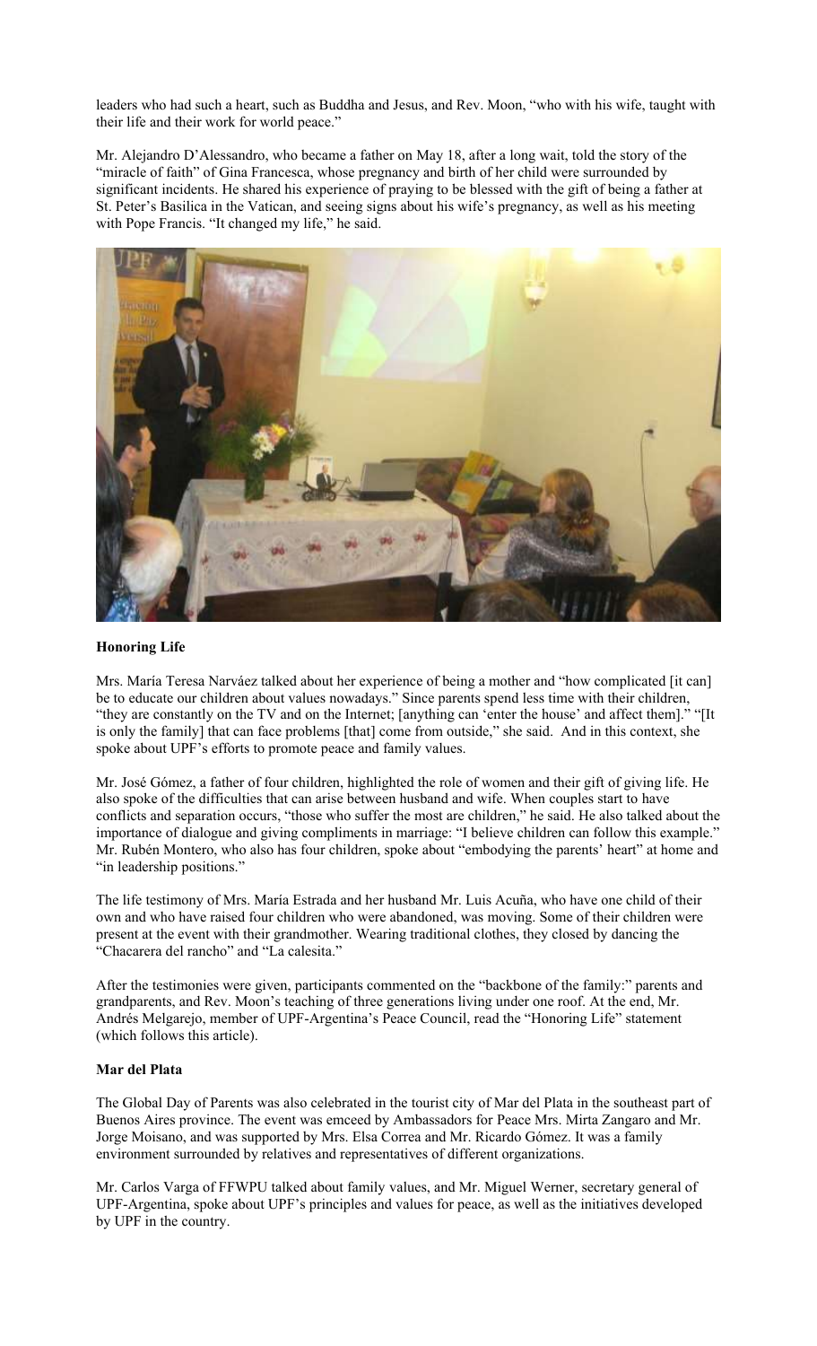leaders who had such a heart, such as Buddha and Jesus, and Rev. Moon, "who with his wife, taught with their life and their work for world peace."

Mr. Alejandro D'Alessandro, who became a father on May 18, after a long wait, told the story of the "miracle of faith" of Gina Francesca, whose pregnancy and birth of her child were surrounded by significant incidents. He shared his experience of praying to be blessed with the gift of being a father at St. Peter's Basilica in the Vatican, and seeing signs about his wife's pregnancy, as well as his meeting with Pope Francis. "It changed my life," he said.

**Honoring Life**

Mrs. María Teresa Narváez talked about her experience of being a mother and "how complicated [it can] be to educate our children about values nowadays." Since parents spend less time with their children, "they are constantly on the TV and on the Internet; [anything can 'enter the house' and affect them]." "[It is only the family] that can face problems [that] come from outside," she said. And in this context, she spoke about UPF's efforts to promote peace and family values.

Mr. José Gómez, a father of four children, highlighted the role of women and their gift of giving life. He also spoke of the difficulties that can arise between husband and wife. When couples start to have conflicts and separation occurs, "those who suffer the most are children," he said. He also talked about the importance of dialogue and giving compliments in marriage: "I believe children can follow this example." Mr. Rubén Montero, who also has four children, spoke about "embodying the parents' heart" at home and "in leadership positions."

The life testimony of Mrs. María Estrada and her husband Mr. Luis Acuña, who have one child of their own and who have raised four children who were abandoned, was moving. Some of their children were present at the event with their grandmother. Wearing traditional clothes, they closed by dancing the "Chacarera del rancho" and "La calesita."

After the testimonies were given, participants commented on the "backbone of the family:" parents and grandparents, and Rev. Moon's teaching of three generations living under one roof. At the end, Mr. Andrés Melgarejo, member of UPF-Argentina's Peace Council, read the "Honoring Life" statement (which follows this article).

**Mar del Plata**

The Global Day of Parents was also celebrated in the tourist city of Mar del Plata in the southeast part of Buenos Aires province. The event was emceed by Ambassadors for Peace Mrs. Mirta Zangaro and Mr. Jorge Moisano, and was supported by Mrs. Elsa Correa and Mr. Ricardo Gómez. It was a family environment surrounded by relatives and representatives of different organizations.

Mr. Carlos Varga of FFWPU talked about family values, and Mr. Miguel Werner, secretary general of UPF-Argentina, spoke about UPF's principles and values for peace, as well as the initiatives developed by UPF in the country.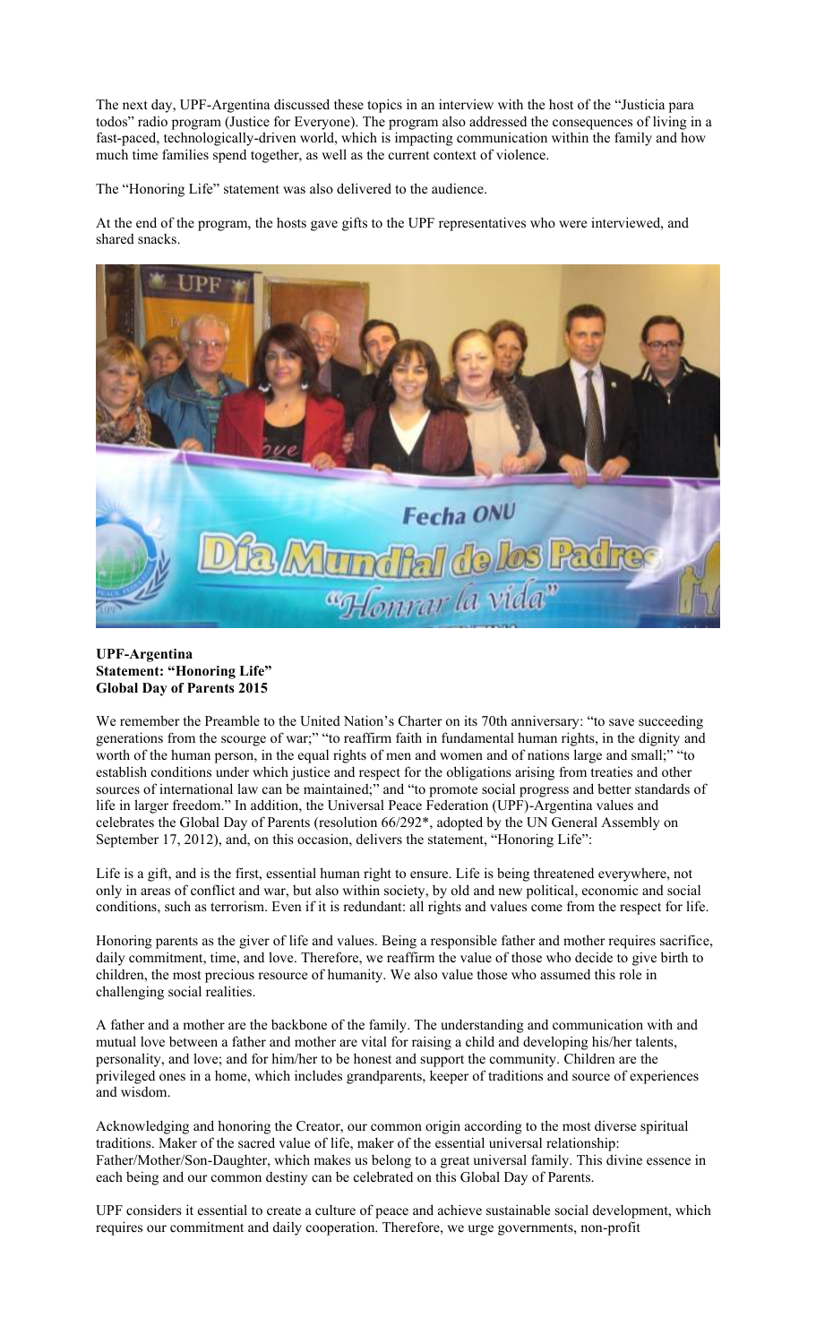The next day, UPF-Argentina discussed these topics in an interview with the host of the "Justicia para todos" radio program (Justice for Everyone). The program also addressed the consequences of living in a fast-paced, technologically-driven world, which is impacting communication within the family and how much time families spend together, as well as the current context of violence.

The "Honoring Life" statement was also delivered to the audience.

At the end of the program, the hosts gave gifts to the UPF representatives who were interviewed, and shared snacks.

**UPF-Argentina**
**Statement: "Honoring Life"**
**Global Day of Parents 2015**

We remember the Preamble to the United Nation's Charter on its 70th anniversary: "to save succeeding generations from the scourge of war;" "to reaffirm faith in fundamental human rights, in the dignity and worth of the human person, in the equal rights of men and women and of nations large and small;" "to establish conditions under which justice and respect for the obligations arising from treaties and other sources of international law can be maintained;" and "to promote social progress and better standards of life in larger freedom." In addition, the Universal Peace Federation (UPF)-Argentina values and celebrates the Global Day of Parents (resolution 66/292*, adopted by the UN General Assembly on September 17, 2012), and, on this occasion, delivers the statement, "Honoring Life":

Life is a gift, and is the first, essential human right to ensure. Life is being threatened everywhere, not only in areas of conflict and war, but also within society, by old and new political, economic and social conditions, such as terrorism. Even if it is redundant: all rights and values come from the respect for life.

Honoring parents as the giver of life and values. Being a responsible father and mother requires sacrifice, daily commitment, time, and love. Therefore, we reaffirm the value of those who decide to give birth to children, the most precious resource of humanity. We also value those who assumed this role in challenging social realities.

A father and a mother are the backbone of the family. The understanding and communication with and mutual love between a father and mother are vital for raising a child and developing his/her talents, personality, and love; and for him/her to be honest and support the community. Children are the privileged ones in a home, which includes grandparents, keeper of traditions and source of experiences and wisdom.

Acknowledging and honoring the Creator, our common origin according to the most diverse spiritual traditions. Maker of the sacred value of life, maker of the essential universal relationship: Father/Mother/Son-Daughter, which makes us belong to a great universal family. This divine essence in each being and our common destiny can be celebrated on this Global Day of Parents.

UPF considers it essential to create a culture of peace and achieve sustainable social development, which requires our commitment and daily cooperation. Therefore, we urge governments, non-profit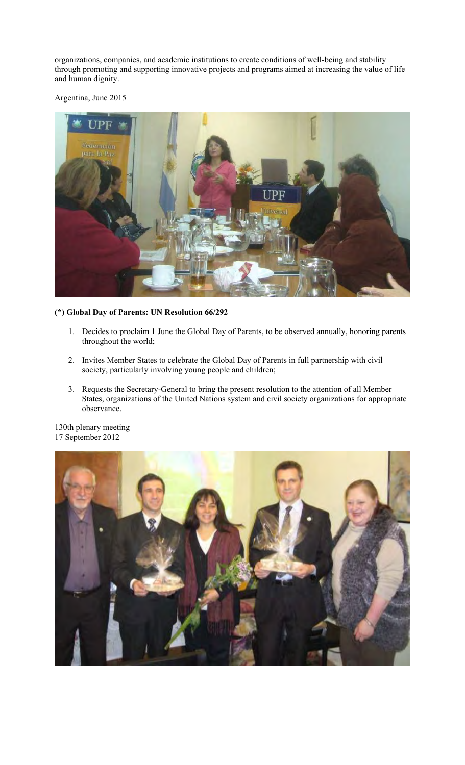organizations, companies, and academic institutions to create conditions of well-being and stability through promoting and supporting innovative projects and programs aimed at increasing the value of life and human dignity.

Argentina, June 2015

**(*) Global Day of Parents: UN Resolution 66/292**

1. Decides to proclaim 1 June the Global Day of Parents, to be observed annually, honoring parents throughout the world;
2. Invites Member States to celebrate the Global Day of Parents in full partnership with civil society, particularly involving young people and children;
3. Requests the Secretary-General to bring the present resolution to the attention of all Member States, organizations of the United Nations system and civil society organizations for appropriate observance.

130th plenary meeting
17 September 2012